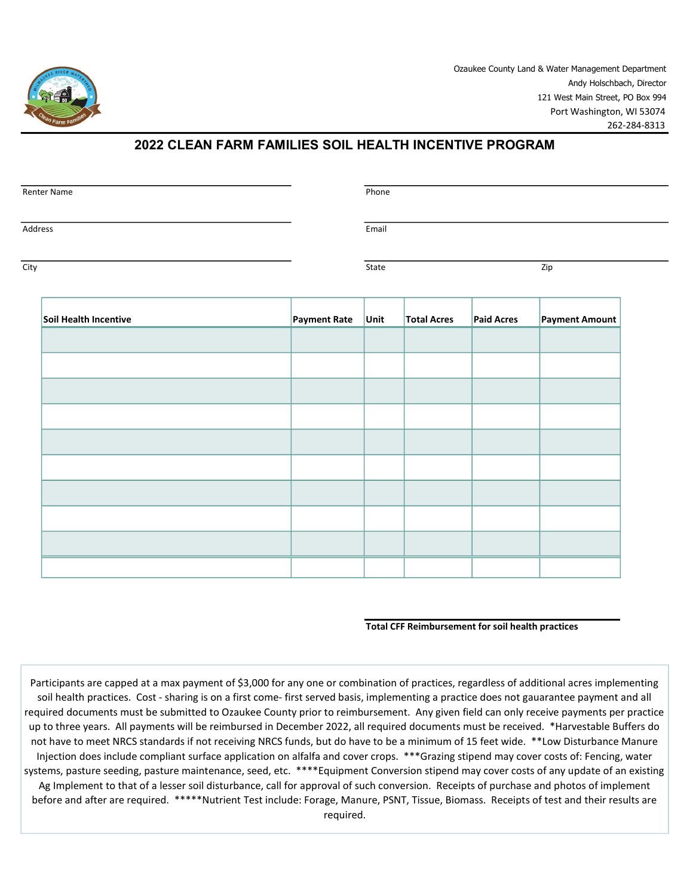Ozaukee County Land & Water Management Department
Andy Holschbach, Director
121 West Main Street, PO Box 994
Port Washington, WI 53074
262-284-8313

## 2022 CLEAN FARM FAMILIES SOIL HEALTH INCENTIVE PROGRAM

Renter Name ______________________ Phone ______________________

Address ______________________ Email ______________________

City ______________________ State ______________ Zip ______________

| Soil Health Incentive | Payment Rate | Unit | Total Acres | Paid Acres | Payment Amount |
|---|---|---|---|---|---|
| | | | | | |
| | | | | | |
| | | | | | |
| | | | | | |
| | | | | | |
| | | | | | |
| | | | | | |
| | | | | | |
| | | | | | |
| | | | | | |

**Total CFF Reimbursement for soil health practices** ______________________

Participants are capped at a max payment of $3,000 for any one or combination of practices, regardless of additional acres implementing soil health practices. Cost - sharing is on a first come- first served basis, implementing a practice does not gauarantee payment and all required documents must be submitted to Ozaukee County prior to reimbursement. Any given field can only receive payments per practice up to three years. All payments will be reimbursed in December 2022, all required documents must be received. *Harvestable Buffers do not have to meet NRCS standards if not receiving NRCS funds, but do have to be a minimum of 15 feet wide. **Low Disturbance Manure Injection does include compliant surface application on alfalfa and cover crops. ***Grazing stipend may cover costs of: Fencing, water systems, pasture seeding, pasture maintenance, seed, etc. ****Equipment Conversion stipend may cover costs of any update of an existing Ag Implement to that of a lesser soil disturbance, call for approval of such conversion. Receipts of purchase and photos of implement before and after are required. *****Nutrient Test include: Forage, Manure, PSNT, Tissue, Biomass. Receipts of test and their results are required.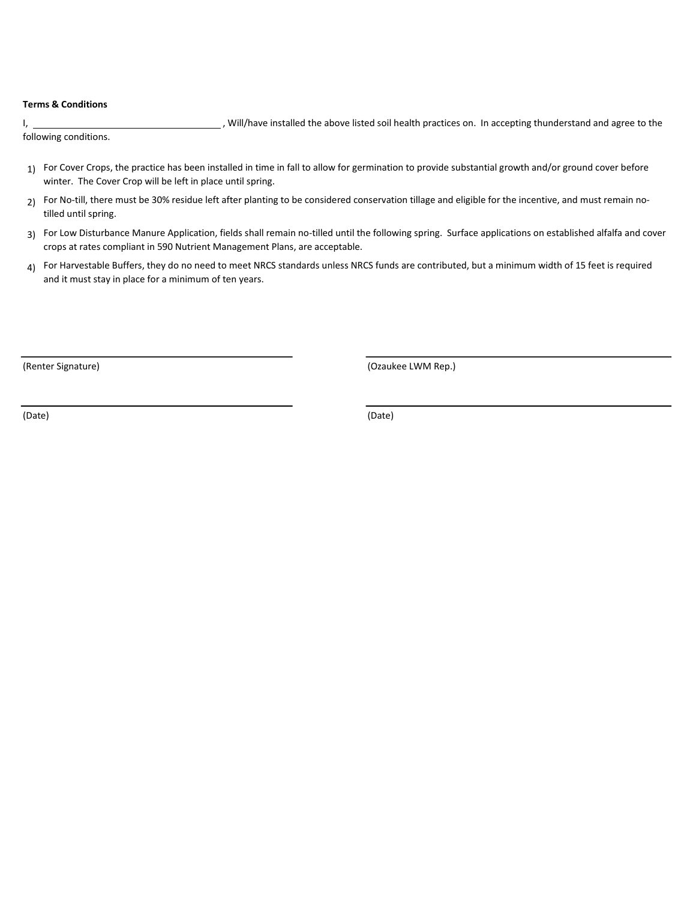**Terms & Conditions**

I, ______________________________ , Will/have installed the above listed soil health practices on. In accepting thunderstand and agree to the following conditions.

1) For Cover Crops, the practice has been installed in time in fall to allow for germination to provide substantial growth and/or ground cover before winter. The Cover Crop will be left in place until spring.
2) For No-till, there must be 30% residue left after planting to be considered conservation tillage and eligible for the incentive, and must remain no-tilled until spring.
3) For Low Disturbance Manure Application, fields shall remain no-tilled until the following spring. Surface applications on established alfalfa and cover crops at rates compliant in 590 Nutrient Management Plans, are acceptable.
4) For Harvestable Buffers, they do no need to meet NRCS standards unless NRCS funds are contributed, but a minimum width of 15 feet is required and it must stay in place for a minimum of ten years.

______________________________
(Renter Signature)

______________________________
(Ozaukee LWM Rep.)

______________________________
(Date)

______________________________
(Date)